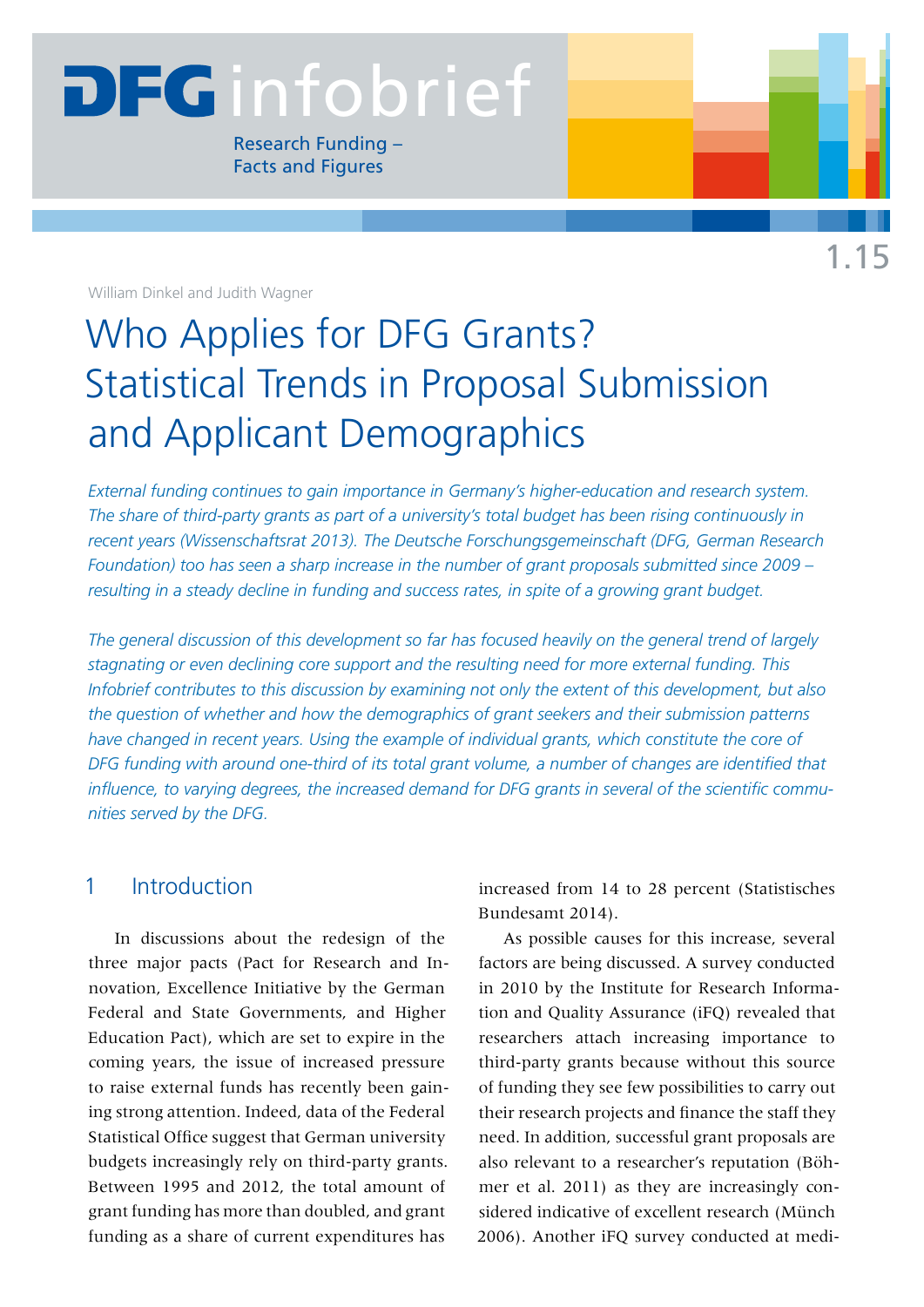DFG infobrief

Research Funding – Facts and Figures

1.15

William Dinkel and Judith Wagner

# Who Applies for DFG Grants? Statistical Trends in Proposal Submission and Applicant Demographics

*External funding continues to gain importance in Germany's higher-education and research system. The share of third-party grants as part of a university's total budget has been rising continuously in recent years (Wissenschaftsrat 2013). The Deutsche Forschungsgemeinschaft (DFG, German Research Foundation) too has seen a sharp increase in the number of grant proposals submitted since 2009 – resulting in a steady decline in funding and success rates, in spite of a growing grant budget.*

*The general discussion of this development so far has focused heavily on the general trend of largely stagnating or even declining core support and the resulting need for more external funding. This Infobrief contributes to this discussion by examining not only the extent of this development, but also the question of whether and how the demographics of grant seekers and their submission patterns have changed in recent years. Using the example of individual grants, which constitute the core of DFG funding with around one-third of its total grant volume, a number of changes are identified that influence, to varying degrees, the increased demand for DFG grants in several of the scientific communities served by the DFG.*

## 1 Introduction

In discussions about the redesign of the three major pacts (Pact for Research and Innovation, Excellence Initiative by the German Federal and State Governments, and Higher Education Pact), which are set to expire in the coming years, the issue of increased pressure to raise external funds has recently been gaining strong attention. Indeed, data of the Federal Statistical Office suggest that German university budgets increasingly rely on third-party grants. Between 1995 and 2012, the total amount of grant funding has more than doubled, and grant funding as a share of current expenditures has increased from 14 to 28 percent (Statistisches Bundesamt 2014).

As possible causes for this increase, several factors are being discussed. A survey conducted in 2010 by the Institute for Research Information and Quality Assurance (iFQ) revealed that researchers attach increasing importance to third-party grants because without this source of funding they see few possibilities to carry out their research projects and finance the staff they need. In addition, successful grant proposals are also relevant to a researcher's reputation (Böhmer et al. 2011) as they are increasingly considered indicative of excellent research (Münch 2006). Another iFQ survey conducted at medi-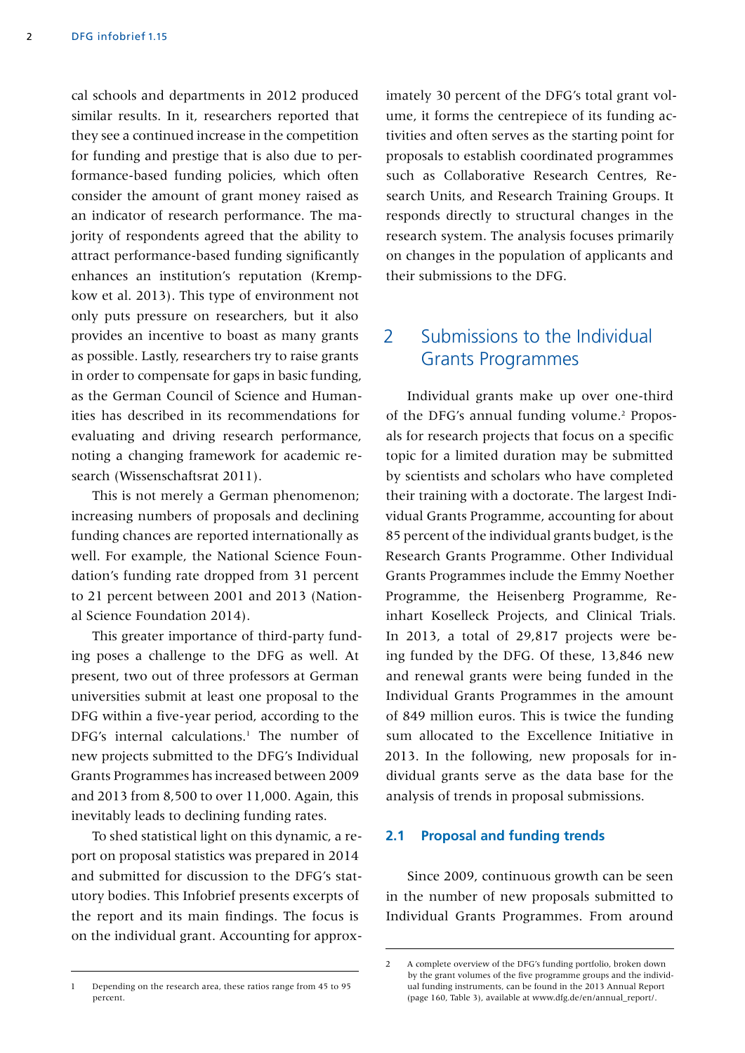cal schools and departments in 2012 produced similar results. In it, researchers reported that they see a continued increase in the competition for funding and prestige that is also due to performance-based funding policies, which often consider the amount of grant money raised as an indicator of research performance. The majority of respondents agreed that the ability to attract performance-based funding significantly enhances an institution's reputation (Krempkow et al. 2013). This type of environment not only puts pressure on researchers, but it also provides an incentive to boast as many grants as possible. Lastly, researchers try to raise grants in order to compensate for gaps in basic funding, as the German Council of Science and Humanities has described in its recommendations for evaluating and driving research performance, noting a changing framework for academic research (Wissenschaftsrat 2011).

This is not merely a German phenomenon; increasing numbers of proposals and declining funding chances are reported internationally as well. For example, the National Science Foundation's funding rate dropped from 31 percent to 21 percent between 2001 and 2013 (National Science Foundation 2014).

This greater importance of third-party funding poses a challenge to the DFG as well. At present, two out of three professors at German universities submit at least one proposal to the DFG within a five-year period, according to the DFG's internal calculations.[1] The number of new projects submitted to the DFG's Individual Grants Programmes has increased between 2009 and 2013 from 8,500 to over 11,000. Again, this inevitably leads to declining funding rates.

To shed statistical light on this dynamic, a report on proposal statistics was prepared in 2014 and submitted for discussion to the DFG's statutory bodies. This Infobrief presents excerpts of the report and its main findings. The focus is on the individual grant. Accounting for approximately 30 percent of the DFG's total grant volume, it forms the centrepiece of its funding activities and often serves as the starting point for proposals to establish coordinated programmes such as Collaborative Research Centres, Research Units, and Research Training Groups. It responds directly to structural changes in the research system. The analysis focuses primarily on changes in the population of applicants and their submissions to the DFG.

## 2 Submissions to the Individual Grants Programmes

Individual grants make up over one-third of the DFG's annual funding volume.[2] Proposals for research projects that focus on a specific topic for a limited duration may be submitted by scientists and scholars who have completed their training with a doctorate. The largest Individual Grants Programme, accounting for about 85 percent of the individual grants budget, is the Research Grants Programme. Other Individual Grants Programmes include the Emmy Noether Programme, the Heisenberg Programme, Reinhart Koselleck Projects, and Clinical Trials. In 2013, a total of 29,817 projects were being funded by the DFG. Of these, 13,846 new and renewal grants were being funded in the Individual Grants Programmes in the amount of 849 million euros. This is twice the funding sum allocated to the Excellence Initiative in 2013. In the following, new proposals for individual grants serve as the data base for the analysis of trends in proposal submissions.

### 2.1 Proposal and funding trends

Since 2009, continuous growth can be seen in the number of new proposals submitted to Individual Grants Programmes. From around

---

1 Depending on the research area, these ratios range from 45 to 95 percent.

2 A complete overview of the DFG's funding portfolio, broken down by the grant volumes of the five programme groups and the individual funding instruments, can be found in the 2013 Annual Report (page 160, Table 3), available at www.dfg.de/en/annual_report/.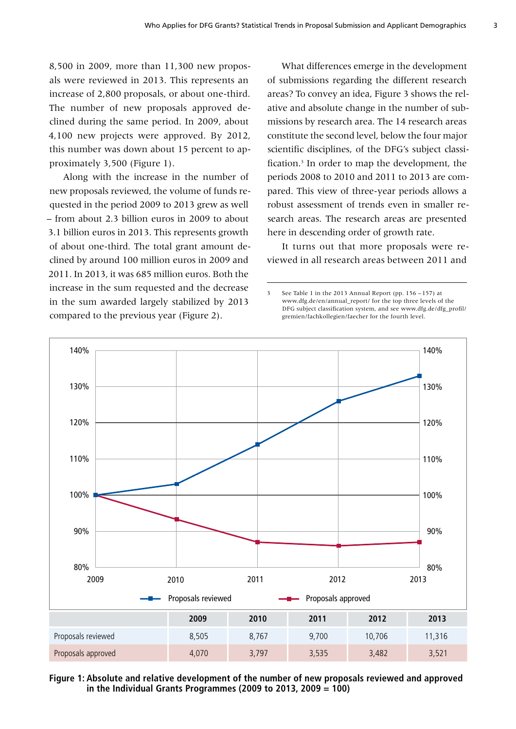8,500 in 2009, more than 11,300 new proposals were reviewed in 2013. This represents an increase of 2,800 proposals, or about one-third. The number of new proposals approved declined during the same period. In 2009, about 4,100 new projects were approved. By 2012, this number was down about 15 percent to approximately 3,500 (Figure 1).

Along with the increase in the number of new proposals reviewed, the volume of funds requested in the period 2009 to 2013 grew as well – from about 2.3 billion euros in 2009 to about 3.1 billion euros in 2013. This represents growth of about one-third. The total grant amount declined by around 100 million euros in 2009 and 2011. In 2013, it was 685 million euros. Both the increase in the sum requested and the decrease in the sum awarded largely stabilized by 2013 compared to the previous year (Figure 2).

What differences emerge in the development of submissions regarding the different research areas? To convey an idea, Figure 3 shows the relative and absolute change in the number of submissions by research area. The 14 research areas constitute the second level, below the four major scientific disciplines, of the DFG's subject classification.[3] In order to map the development, the periods 2008 to 2010 and 2011 to 2013 are compared. This view of three-year periods allows a robust assessment of trends even in smaller research areas. The research areas are presented here in descending order of growth rate.

It turns out that more proposals were reviewed in all research areas between 2011 and

3 See Table 1 in the 2013 Annual Report (pp. 156 – 157) at www.dfg.de/en/annual_report/ for the top three levels of the DFG subject classification system, and see www.dfg.de/dfg_profil/gremien/fachkollegien/faecher for the fourth level.

140%
130%
120%
110%
100%
90%
80%
2009
2010
2011
2012
2013
Proposals reviewed
Proposals approved

| | 2009 | 2010 | 2011 | 2012 | 2013 |
|---|---|---|---|---|---|
| Proposals reviewed | 8,505 | 8,767 | 9,700 | 10,706 | 11,316 |
| Proposals approved | 4,070 | 3,797 | 3,535 | 3,482 | 3,521 |

**Figure 1: Absolute and relative development of the number of new proposals reviewed and approved in the Individual Grants Programmes (2009 to 2013, 2009 = 100)**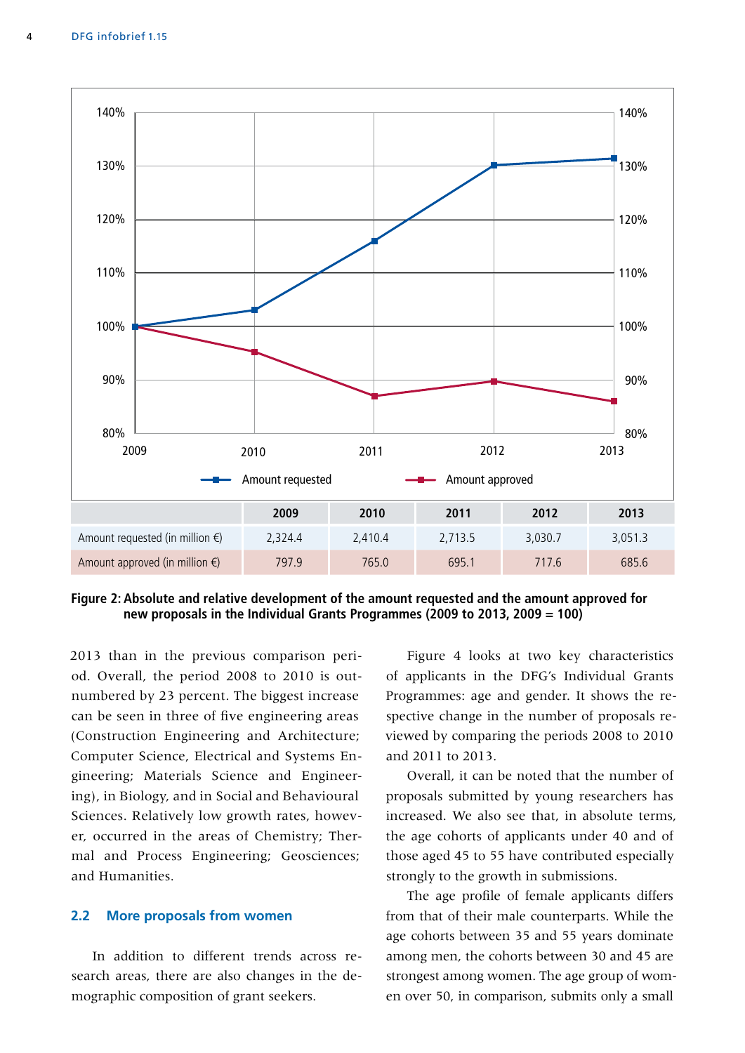140%
130%
120%
110%
100%
90%
80%

2009 2010 2011 2012 2013

Amount requested Amount approved

| | 2009 | 2010 | 2011 | 2012 | 2013 |
|---|---|---|---|---|---|
| Amount requested (in million €) | 2,324.4 | 2,410.4 | 2,713.5 | 3,030.7 | 3,051.3 |
| Amount approved (in million €) | 797.9 | 765.0 | 695.1 | 717.6 | 685.6 |

**Figure 2: Absolute and relative development of the amount requested and the amount approved for new proposals in the Individual Grants Programmes (2009 to 2013, 2009 = 100)**

2013 than in the previous comparison period. Overall, the period 2008 to 2010 is outnumbered by 23 percent. The biggest increase can be seen in three of five engineering areas (Construction Engineering and Architecture; Computer Science, Electrical and Systems Engineering; Materials Science and Engineering), in Biology, and in Social and Behavioural Sciences. Relatively low growth rates, however, occurred in the areas of Chemistry; Thermal and Process Engineering; Geosciences; and Humanities.

## 2.2 More proposals from women

In addition to different trends across research areas, there are also changes in the demographic composition of grant seekers.

Figure 4 looks at two key characteristics of applicants in the DFG's Individual Grants Programmes: age and gender. It shows the respective change in the number of proposals reviewed by comparing the periods 2008 to 2010 and 2011 to 2013.

Overall, it can be noted that the number of proposals submitted by young researchers has increased. We also see that, in absolute terms, the age cohorts of applicants under 40 and of those aged 45 to 55 have contributed especially strongly to the growth in submissions.

The age profile of female applicants differs from that of their male counterparts. While the age cohorts between 35 and 55 years dominate among men, the cohorts between 30 and 45 are strongest among women. The age group of women over 50, in comparison, submits only a small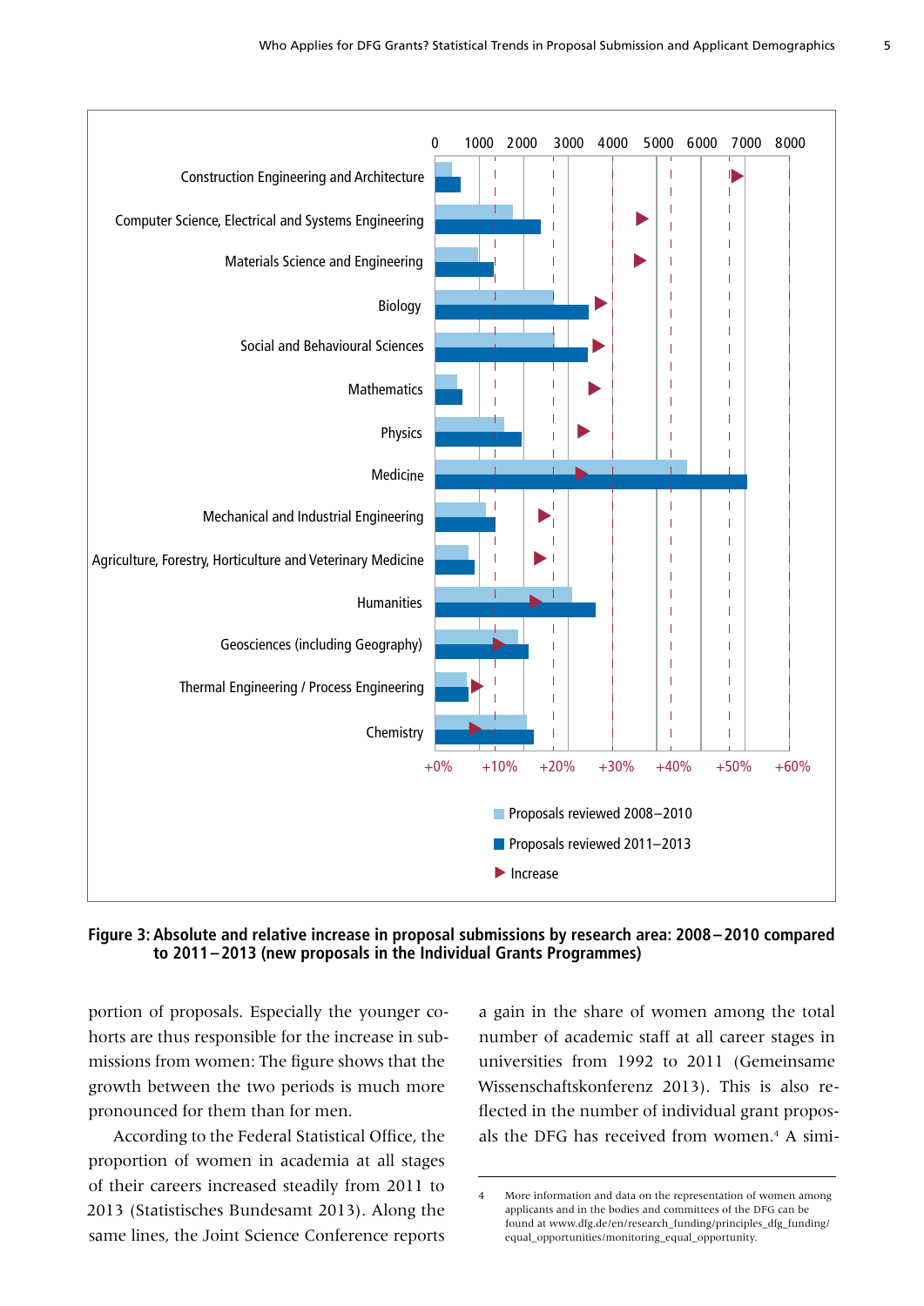0 1000 2000 3000 4000 5000 6000 7000 8000

Construction Engineering and Architecture

Computer Science, Electrical and Systems Engineering

Materials Science and Engineering

Biology

Social and Behavioural Sciences

Mathematics

Physics

Medicine

Mechanical and Industrial Engineering

Agriculture, Forestry, Horticulture and Veterinary Medicine

Humanities

Geosciences (including Geography)

Thermal Engineering / Process Engineering

Chemistry

+0% +10% +20% +30% +40% +50% +60%

Proposals reviewed 2008–2010

Proposals reviewed 2011–2013

Increase

**Figure 3: Absolute and relative increase in proposal submissions by research area: 2008–2010 compared to 2011–2013 (new proposals in the Individual Grants Programmes)**

portion of proposals. Especially the younger cohorts are thus responsible for the increase in submissions from women: The figure shows that the growth between the two periods is much more pronounced for them than for men.

According to the Federal Statistical Office, the proportion of women in academia at all stages of their careers increased steadily from 2011 to 2013 (Statistisches Bundesamt 2013). Along the same lines, the Joint Science Conference reports a gain in the share of women among the total number of academic staff at all career stages in universities from 1992 to 2011 (Gemeinsame Wissenschaftskonferenz 2013). This is also reflected in the number of individual grant proposals the DFG has received from women.[4] A simi-

4 More information and data on the representation of women among applicants and in the bodies and committees of the DFG can be found at www.dfg.de/en/research_funding/principles_dfg_funding/equal_opportunities/monitoring_equal_opportunity.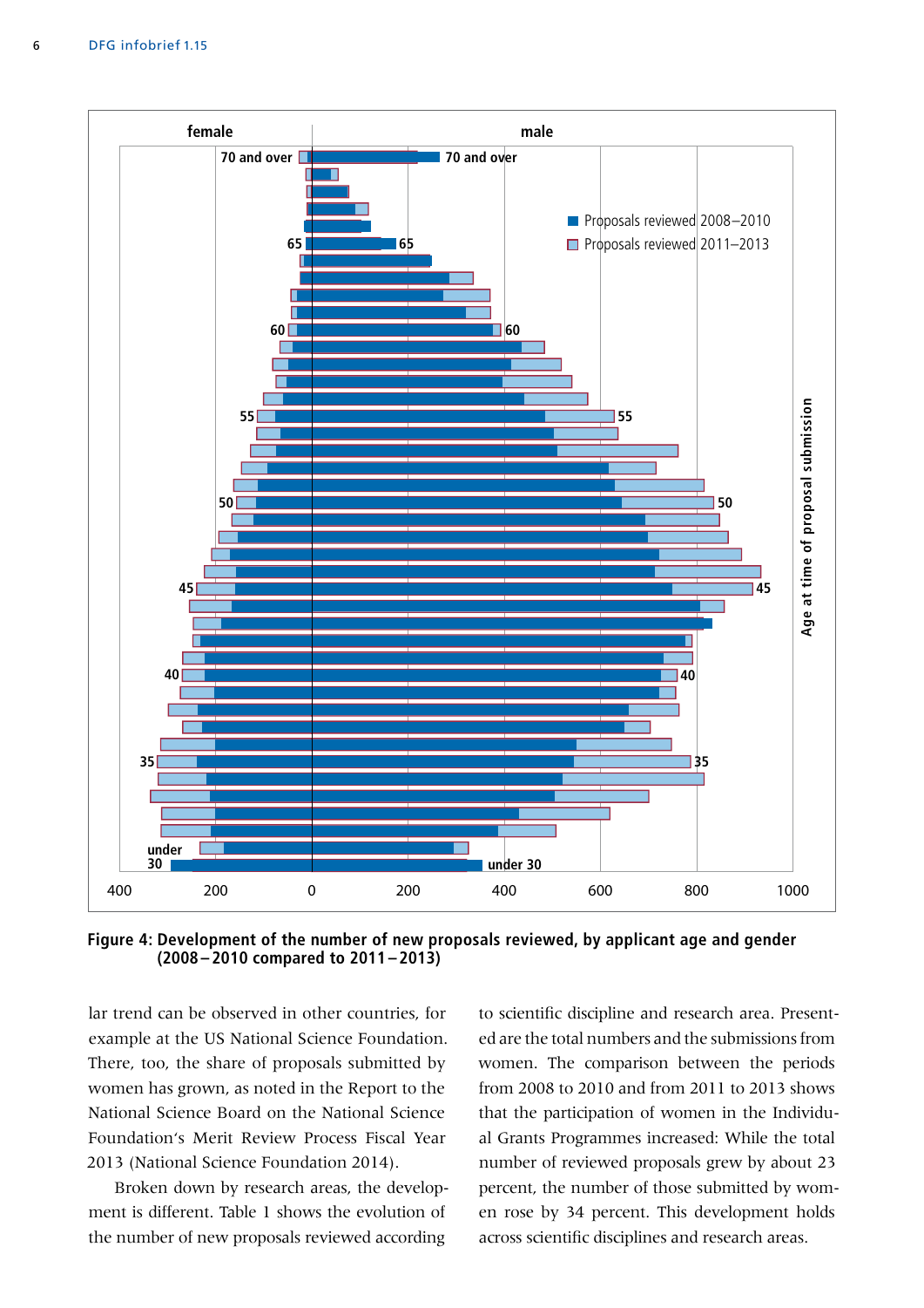female

male

70 and over

70 and over

65

65

60

60

55

55

50

50

45

45

40

40

35

35

under 30

under 30

Proposals reviewed 2008–2010

Proposals reviewed 2011–2013

Age at time of proposal submission

400 200 0 200 400 600 800 1000

**Figure 4: Development of the number of new proposals reviewed, by applicant age and gender (2008 – 2010 compared to 2011 – 2013)**

lar trend can be observed in other countries, for example at the US National Science Foundation. There, too, the share of proposals submitted by women has grown, as noted in the Report to the National Science Board on the National Science Foundation's Merit Review Process Fiscal Year 2013 (National Science Foundation 2014).

Broken down by research areas, the development is different. Table 1 shows the evolution of the number of new proposals reviewed according to scientific discipline and research area. Presented are the total numbers and the submissions from women. The comparison between the periods from 2008 to 2010 and from 2011 to 2013 shows that the participation of women in the Individual Grants Programmes increased: While the total number of reviewed proposals grew by about 23 percent, the number of those submitted by women rose by 34 percent. This development holds across scientific disciplines and research areas.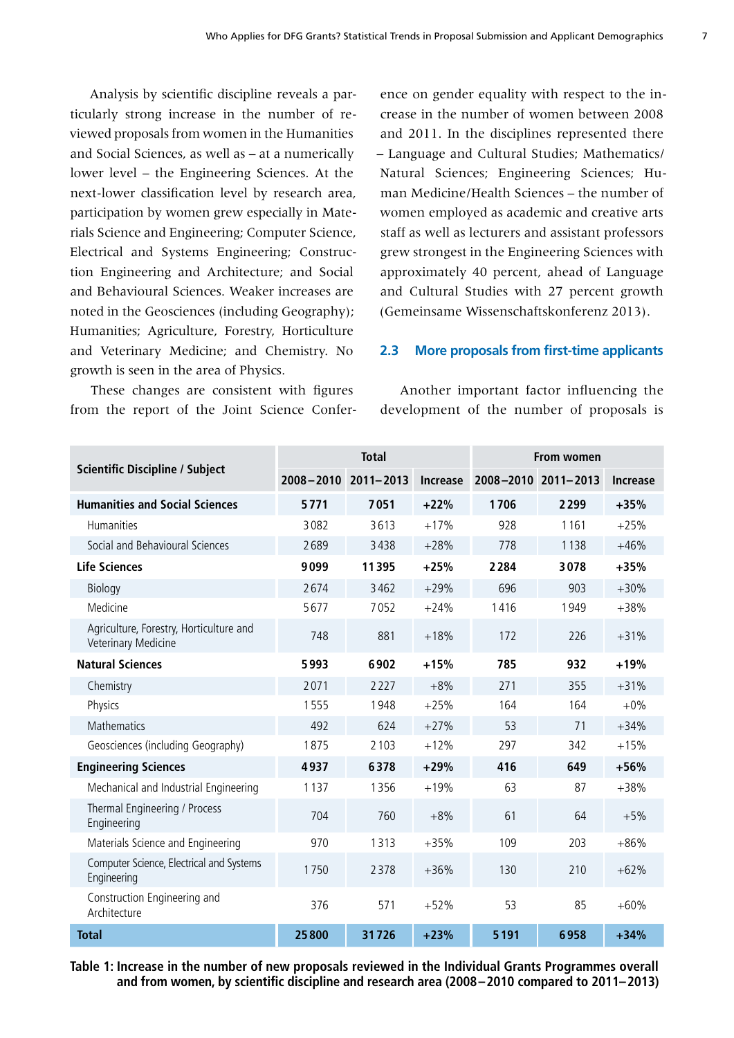Analysis by scientific discipline reveals a particularly strong increase in the number of reviewed proposals from women in the Humanities and Social Sciences, as well as – at a numerically lower level – the Engineering Sciences. At the next-lower classification level by research area, participation by women grew especially in Materials Science and Engineering; Computer Science, Electrical and Systems Engineering; Construction Engineering and Architecture; and Social and Behavioural Sciences. Weaker increases are noted in the Geosciences (including Geography); Humanities; Agriculture, Forestry, Horticulture and Veterinary Medicine; and Chemistry. No growth is seen in the area of Physics.

These changes are consistent with figures from the report of the Joint Science Conference on gender equality with respect to the increase in the number of women between 2008 and 2011. In the disciplines represented there – Language and Cultural Studies; Mathematics/Natural Sciences; Engineering Sciences; Human Medicine/Health Sciences – the number of women employed as academic and creative arts staff as well as lecturers and assistant professors grew strongest in the Engineering Sciences with approximately 40 percent, ahead of Language and Cultural Studies with 27 percent growth (Gemeinsame Wissenschaftskonferenz 2013).

## 2.3 More proposals from first-time applicants

Another important factor influencing the development of the number of proposals is

| Scientific Discipline / Subject | Total | | | From women | | |
|---|---|---|---|---|---|---|
| | 2008–2010 | 2011–2013 | Increase | 2008–2010 | 2011–2013 | Increase |
| **Humanities and Social Sciences** | **5771** | **7051** | **+22%** | **1706** | **2299** | **+35%** |
| Humanities | 3082 | 3613 | +17% | 928 | 1161 | +25% |
| Social and Behavioural Sciences | 2689 | 3438 | +28% | 778 | 1138 | +46% |
| **Life Sciences** | **9099** | **11395** | **+25%** | **2284** | **3078** | **+35%** |
| Biology | 2674 | 3462 | +29% | 696 | 903 | +30% |
| Medicine | 5677 | 7052 | +24% | 1416 | 1949 | +38% |
| Agriculture, Forestry, Horticulture and Veterinary Medicine | 748 | 881 | +18% | 172 | 226 | +31% |
| **Natural Sciences** | **5993** | **6902** | **+15%** | **785** | **932** | **+19%** |
| Chemistry | 2071 | 2227 | +8% | 271 | 355 | +31% |
| Physics | 1555 | 1948 | +25% | 164 | 164 | +0% |
| Mathematics | 492 | 624 | +27% | 53 | 71 | +34% |
| Geosciences (including Geography) | 1875 | 2103 | +12% | 297 | 342 | +15% |
| **Engineering Sciences** | **4937** | **6378** | **+29%** | **416** | **649** | **+56%** |
| Mechanical and Industrial Engineering | 1137 | 1356 | +19% | 63 | 87 | +38% |
| Thermal Engineering / Process Engineering | 704 | 760 | +8% | 61 | 64 | +5% |
| Materials Science and Engineering | 970 | 1313 | +35% | 109 | 203 | +86% |
| Computer Science, Electrical and Systems Engineering | 1750 | 2378 | +36% | 130 | 210 | +62% |
| Construction Engineering and Architecture | 376 | 571 | +52% | 53 | 85 | +60% |
| **Total** | **25800** | **31726** | **+23%** | **5191** | **6958** | **+34%** |

**Table 1: Increase in the number of new proposals reviewed in the Individual Grants Programmes overall and from women, by scientific discipline and research area (2008–2010 compared to 2011–2013)**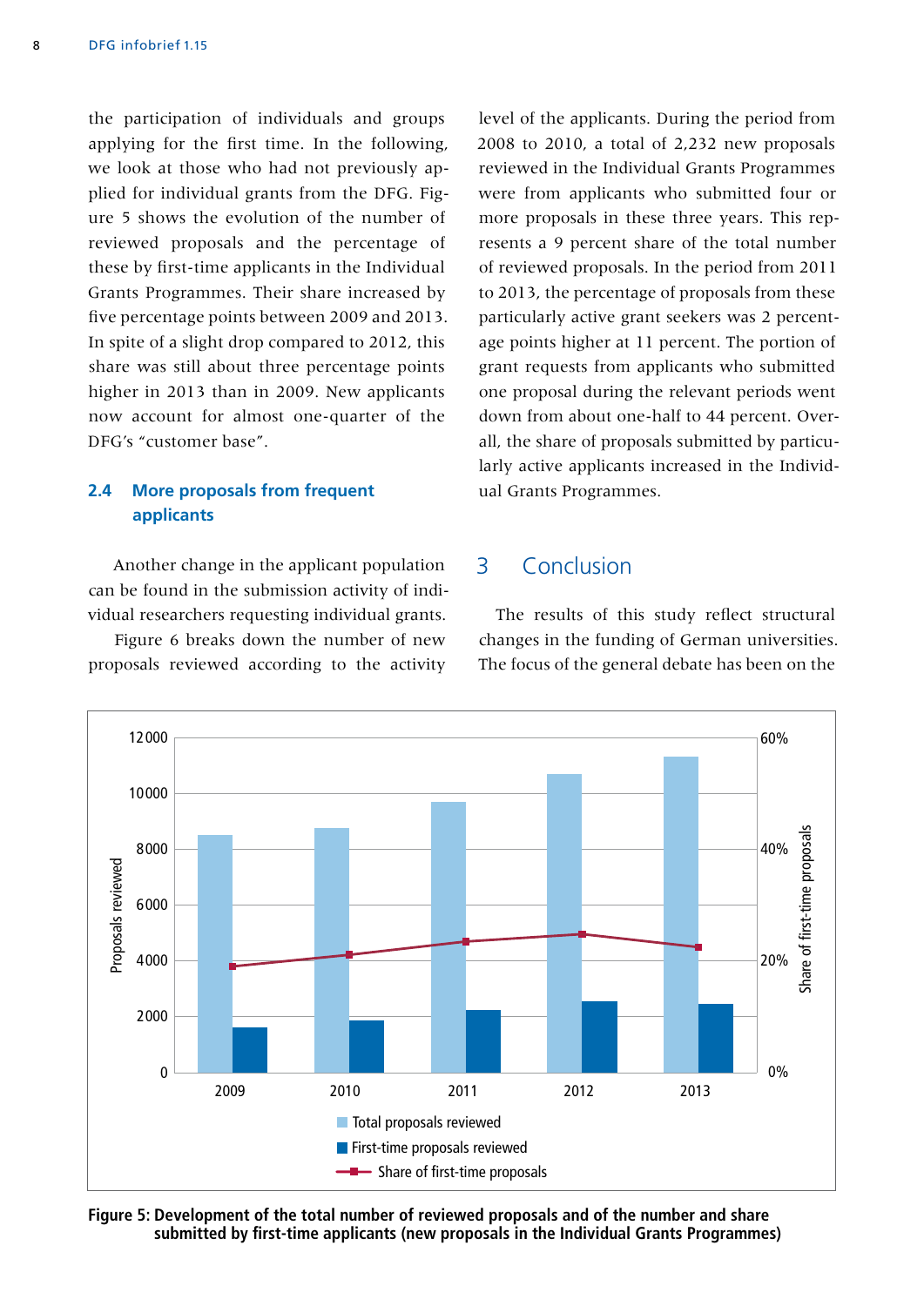the participation of individuals and groups applying for the first time. In the following, we look at those who had not previously applied for individual grants from the DFG. Figure 5 shows the evolution of the number of reviewed proposals and the percentage of these by first-time applicants in the Individual Grants Programmes. Their share increased by five percentage points between 2009 and 2013. In spite of a slight drop compared to 2012, this share was still about three percentage points higher in 2013 than in 2009. New applicants now account for almost one-quarter of the DFG's "customer base".

## 2.4 More proposals from frequent applicants

Another change in the applicant population can be found in the submission activity of individual researchers requesting individual grants.

Figure 6 breaks down the number of new proposals reviewed according to the activity level of the applicants. During the period from 2008 to 2010, a total of 2,232 new proposals reviewed in the Individual Grants Programmes were from applicants who submitted four or more proposals in these three years. This represents a 9 percent share of the total number of reviewed proposals. In the period from 2011 to 2013, the percentage of proposals from these particularly active grant seekers was 2 percentage points higher at 11 percent. The portion of grant requests from applicants who submitted one proposal during the relevant periods went down from about one-half to 44 percent. Overall, the share of proposals submitted by particularly active applicants increased in the Individual Grants Programmes.

# 3 Conclusion

The results of this study reflect structural changes in the funding of German universities. The focus of the general debate has been on the

Proposals reviewed
12000
10000
8000
6000
4000
2000
0

Share of first-time proposals
60%
40%
20%
0%

2009
2010
2011
2012
2013

Total proposals reviewed
First-time proposals reviewed
Share of first-time proposals

**Figure 5: Development of the total number of reviewed proposals and of the number and share submitted by first-time applicants (new proposals in the Individual Grants Programmes)**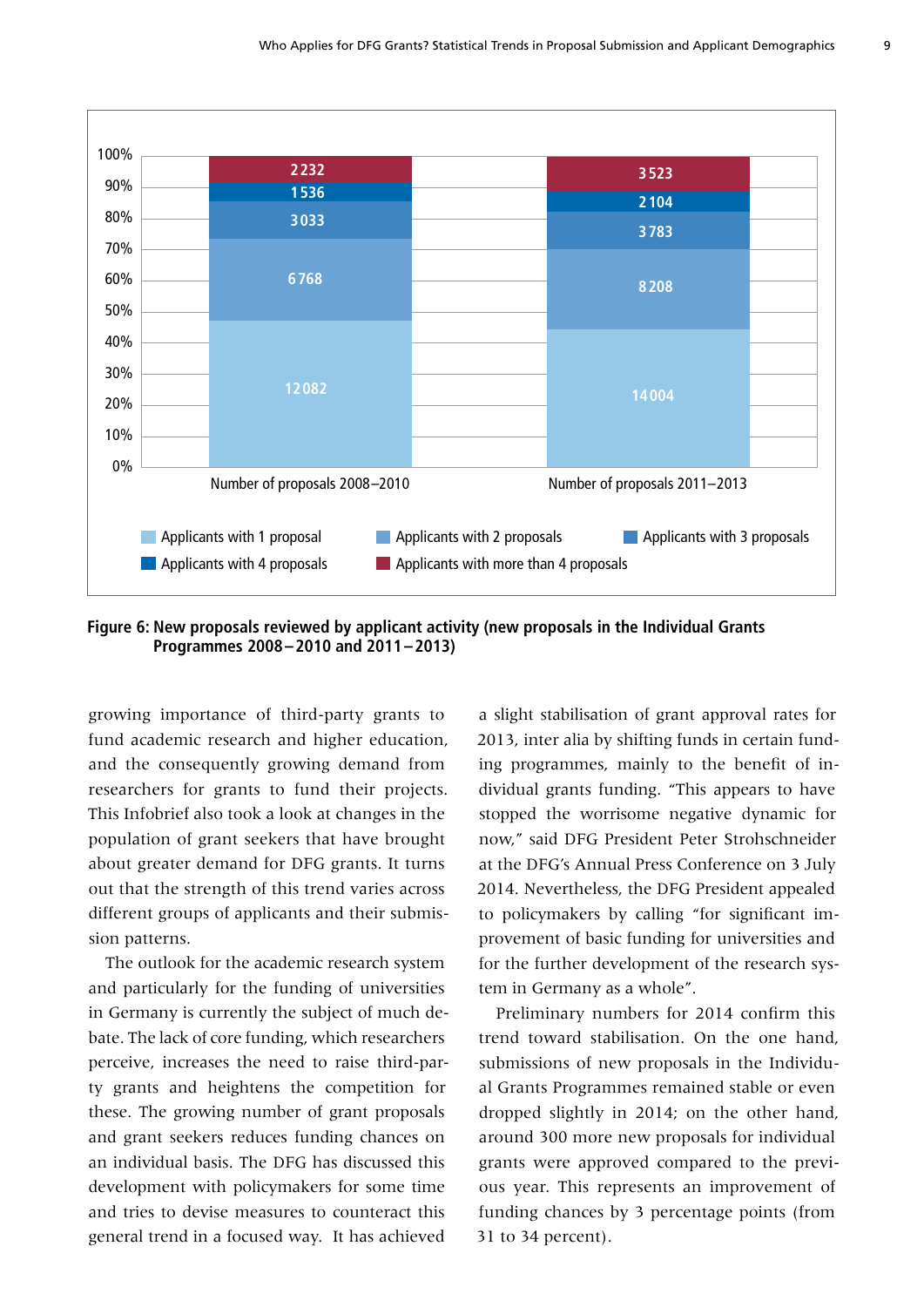100%
90%
80%
70%
60%
50%
40%
30%
20%
10%
0%

2 232
1 536
3 033
6 768
12 082

3 523
2 104
3 783
8 208
14 004

Number of proposals 2008–2010

Number of proposals 2011–2013

Applicants with 1 proposal
Applicants with 2 proposals
Applicants with 3 proposals
Applicants with 4 proposals
Applicants with more than 4 proposals

**Figure 6: New proposals reviewed by applicant activity (new proposals in the Individual Grants Programmes 2008 – 2010 and 2011 – 2013)**

growing importance of third-party grants to fund academic research and higher education, and the consequently growing demand from researchers for grants to fund their projects. This Infobrief also took a look at changes in the population of grant seekers that have brought about greater demand for DFG grants. It turns out that the strength of this trend varies across different groups of applicants and their submission patterns.

The outlook for the academic research system and particularly for the funding of universities in Germany is currently the subject of much debate. The lack of core funding, which researchers perceive, increases the need to raise third-party grants and heightens the competition for these. The growing number of grant proposals and grant seekers reduces funding chances on an individual basis. The DFG has discussed this development with policymakers for some time and tries to devise measures to counteract this general trend in a focused way. It has achieved a slight stabilisation of grant approval rates for 2013, inter alia by shifting funds in certain funding programmes, mainly to the benefit of individual grants funding. "This appears to have stopped the worrisome negative dynamic for now," said DFG President Peter Strohschneider at the DFG's Annual Press Conference on 3 July 2014. Nevertheless, the DFG President appealed to policymakers by calling "for significant improvement of basic funding for universities and for the further development of the research system in Germany as a whole".

Preliminary numbers for 2014 confirm this trend toward stabilisation. On the one hand, submissions of new proposals in the Individual Grants Programmes remained stable or even dropped slightly in 2014; on the other hand, around 300 more new proposals for individual grants were approved compared to the previous year. This represents an improvement of funding chances by 3 percentage points (from 31 to 34 percent).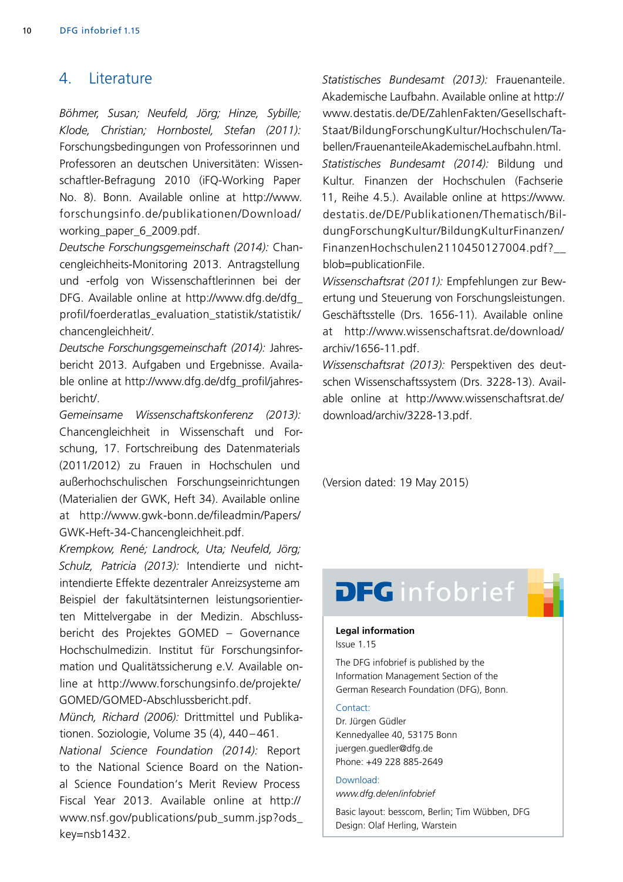## 4. Literature

*Böhmer, Susan; Neufeld, Jörg; Hinze, Sybille; Klode, Christian; Hornbostel, Stefan (2011):* Forschungsbedingungen von Professorinnen und Professoren an deutschen Universitäten: Wissenschaftler-Befragung 2010 (iFQ-Working Paper No. 8). Bonn. Available online at http://www.forschungsinfo.de/publikationen/Download/working_paper_6_2009.pdf.

*Deutsche Forschungsgemeinschaft (2014):* Chancengleichheits-Monitoring 2013. Antragstellung und -erfolg von Wissenschaftlerinnen bei der DFG. Available online at http://www.dfg.de/dfg_profil/foerderatlas_evaluation_statistik/statistik/chancengleichheit/.

*Deutsche Forschungsgemeinschaft (2014):* Jahresbericht 2013. Aufgaben und Ergebnisse. Available online at http://www.dfg.de/dfg_profil/jahresbericht/.

*Gemeinsame Wissenschaftskonferenz (2013):* Chancengleichheit in Wissenschaft und Forschung, 17. Fortschreibung des Datenmaterials (2011/2012) zu Frauen in Hochschulen und außerhochschulischen Forschungseinrichtungen (Materialien der GWK, Heft 34). Available online at http://www.gwk-bonn.de/fileadmin/Papers/GWK-Heft-34-Chancengleichheit.pdf.

*Krempkow, René; Landrock, Uta; Neufeld, Jörg; Schulz, Patricia (2013):* Intendierte und nicht-intendierte Effekte dezentraler Anreizsysteme am Beispiel der fakultätsinternen leistungsorientierten Mittelvergabe in der Medizin. Abschlussbericht des Projektes GOMED – Governance Hochschulmedizin. Institut für Forschungsinformation und Qualitätssicherung e.V. Available online at http://www.forschungsinfo.de/projekte/GOMED/GOMED-Abschlussbericht.pdf.

*Münch, Richard (2006):* Drittmittel und Publikationen. Soziologie, Volume 35 (4), 440–461.

*National Science Foundation (2014):* Report to the National Science Board on the National Science Foundation's Merit Review Process Fiscal Year 2013. Available online at http://www.nsf.gov/publications/pub_summ.jsp?ods_key=nsb1432.

*Statistisches Bundesamt (2013):* Frauenanteile. Akademische Laufbahn. Available online at http://www.destatis.de/DE/ZahlenFakten/GesellschaftStaat/BildungForschungKultur/Hochschulen/Tabellen/FrauenanteileAkademischeLaufbahn.html.

*Statistisches Bundesamt (2014):* Bildung und Kultur. Finanzen der Hochschulen (Fachserie 11, Reihe 4.5.). Available online at https://www.destatis.de/DE/Publikationen/Thematisch/BildungForschungKultur/BildungKulturFinanzen/FinanzenHochschulen2110450127004.pdf?__blob=publicationFile.

*Wissenschaftsrat (2011):* Empfehlungen zur Bewertung und Steuerung von Forschungsleistungen. Geschäftsstelle (Drs. 1656-11). Available online at http://www.wissenschaftsrat.de/download/archiv/1656-11.pdf.

*Wissenschaftsrat (2013):* Perspektiven des deutschen Wissenschaftssystems (Drs. 3228-13). Available online at http://www.wissenschaftsrat.de/download/archiv/3228-13.pdf.

(Version dated: 19 May 2015)

DFG infobrief

**Legal information**
Issue 1.15

The DFG infobrief is published by the Information Management Section of the German Research Foundation (DFG), Bonn.

Contact:
Dr. Jürgen Güdler
Kennedyallee 40, 53175 Bonn
juergen.guedler@dfg.de
Phone: +49 228 885-2649

Download:
*www.dfg.de/en/infobrief*

Basic layout: besscom, Berlin; Tim Wübben, DFG
Design: Olaf Herling, Warstein